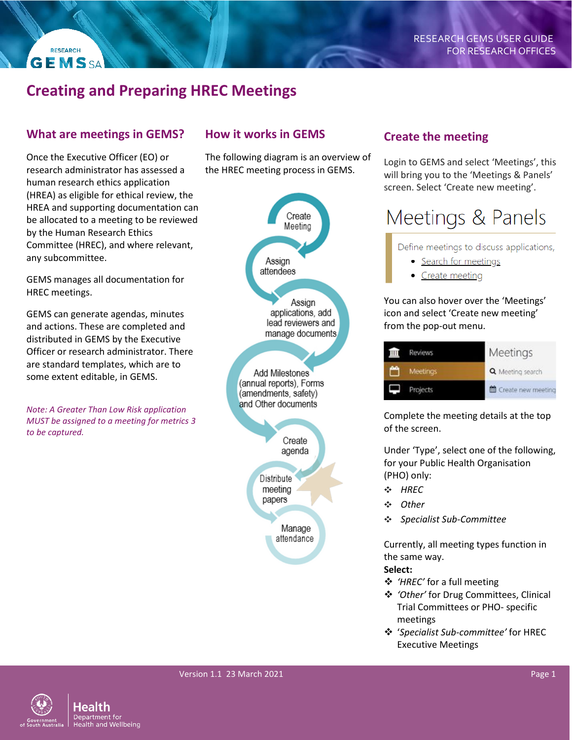# Creating and Preparing HREC Meetings

## What are meetings in GEMS?

Once the Executive Officer (EO) or research administrator has assessed a human research ethics application (HREA) as eligible for ethical review, the HREA and supporting documentation can be allocated to a meeting to be reviewed by the Human Research Ethics Committee (HREC), and where relevant, any subcommittee.

GEMS manages all documentation for HREC meetings.

GEMS can generate agendas, minutes and actions. These are completed and distributed in GEMS by the Executive Officer or research administrator. There are standard templates, which are to some extent editable, in GEMS.

*Note: A Greater Than Low Risk application MUST be assigned to a meeting for metrics 3 to be captured.*

## How it works in GEMS

The following diagram is an overview of the HREC meeting process in GEMS.

Create Meeting → Assign attendees → Assign applications, add lead reviewers and manage documents → Add Milestones (annual reports), Forms (amendments, safety) and Other documents → Create agenda → Distribute meeting papers → Manage attendance

## Create the meeting

Login to GEMS and select 'Meetings', this will bring you to the 'Meetings & Panels' screen. Select 'Create new meeting'.

Meetings & Panels

Define meetings to discuss applications,

- Search for meetings
- Create meeting

You can also hover over the 'Meetings' icon and select 'Create new meeting' from the pop-out menu.

Reviews | Meetings | Projects — Meetings: Meeting search, Create new meeting

Complete the meeting details at the top of the screen.

Under 'Type', select one of the following, for your Public Health Organisation (PHO) only:

- *HREC*
- *Other*
- *Specialist Sub-Committee*

Currently, all meeting types function in the same way.

**Select:**

- *'HREC'* for a full meeting
- *'Other'* for Drug Committees, Clinical Trial Committees or PHO- specific meetings
- '*Specialist Sub-committee'* for HREC Executive Meetings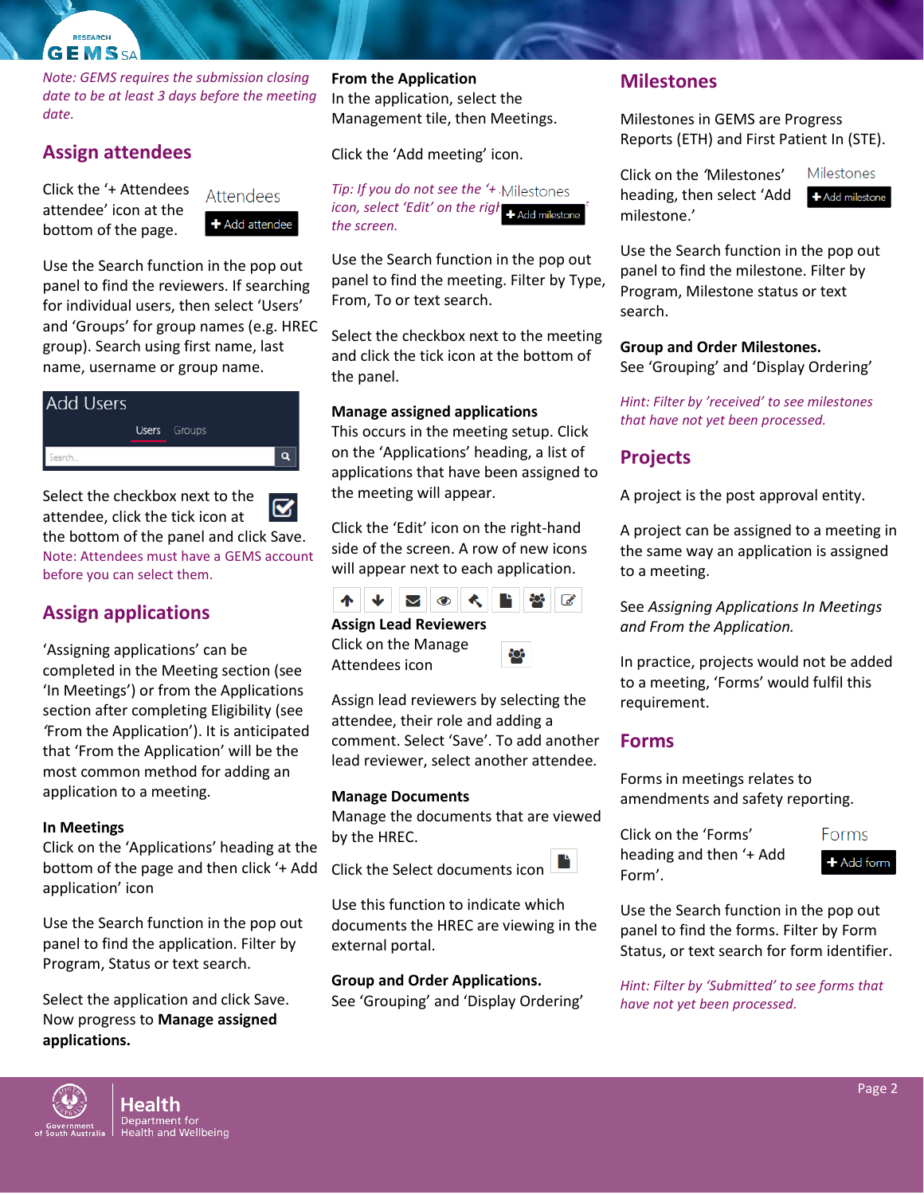*Note: GEMS requires the submission closing date to be at least 3 days before the meeting date.*

## Assign attendees

Click the '+ Attendees attendee' icon at the bottom of the page.

Attendees

+ Add attendee

Use the Search function in the pop out panel to find the reviewers. If searching for individual users, then select 'Users' and 'Groups' for group names (e.g. HREC group). Search using first name, last name, username or group name.

Add Users

Users Groups

Search...

Select the checkbox next to the attendee, click the tick icon at the bottom of the panel and click Save.
Note: Attendees must have a GEMS account before you can select them.

## Assign applications

'Assigning applications' can be completed in the Meeting section (see 'In Meetings') or from the Applications section after completing Eligibility (see 'From the Application'). It is anticipated that 'From the Application' will be the most common method for adding an application to a meeting.

**In Meetings**
Click on the 'Applications' heading at the bottom of the page and then click '+ Add application' icon

Use the Search function in the pop out panel to find the application. Filter by Program, Status or text search.

Select the application and click Save. Now progress to **Manage assigned applications.**

**From the Application**
In the application, select the Management tile, then Meetings.

Click the 'Add meeting' icon.

*Tip: If you do not see the '+ icon, select 'Edit' on the right of the screen.*

Milestones

+ Add milestone

Use the Search function in the pop out panel to find the meeting. Filter by Type, From, To or text search.

Select the checkbox next to the meeting and click the tick icon at the bottom of the panel.

**Manage assigned applications**
This occurs in the meeting setup. Click on the 'Applications' heading, a list of applications that have been assigned to the meeting will appear.

Click the 'Edit' icon on the right-hand side of the screen. A row of new icons will appear next to each application.

**Assign Lead Reviewers**
Click on the Manage Attendees icon

Assign lead reviewers by selecting the attendee, their role and adding a comment. Select 'Save'. To add another lead reviewer, select another attendee.

**Manage Documents**
Manage the documents that are viewed by the HREC.

Click the Select documents icon

Use this function to indicate which documents the HREC are viewing in the external portal.

**Group and Order Applications.**
See 'Grouping' and 'Display Ordering'

## Milestones

Milestones in GEMS are Progress Reports (ETH) and First Patient In (STE).

Click on the 'Milestones' heading, then select 'Add milestone.'

Milestones

+ Add milestone

Use the Search function in the pop out panel to find the milestone. Filter by Program, Milestone status or text search.

**Group and Order Milestones.**
See 'Grouping' and 'Display Ordering'

*Hint: Filter by 'received' to see milestones that have not yet been processed.*

## Projects

A project is the post approval entity.

A project can be assigned to a meeting in the same way an application is assigned to a meeting.

See *Assigning Applications In Meetings and From the Application.*

In practice, projects would not be added to a meeting, 'Forms' would fulfil this requirement.

## Forms

Forms in meetings relates to amendments and safety reporting.

Click on the 'Forms' heading and then '+ Add Form'.

Forms

+ Add form

Use the Search function in the pop out panel to find the forms. Filter by Form Status, or text search for form identifier.

*Hint: Filter by 'Submitted' to see forms that have not yet been processed.*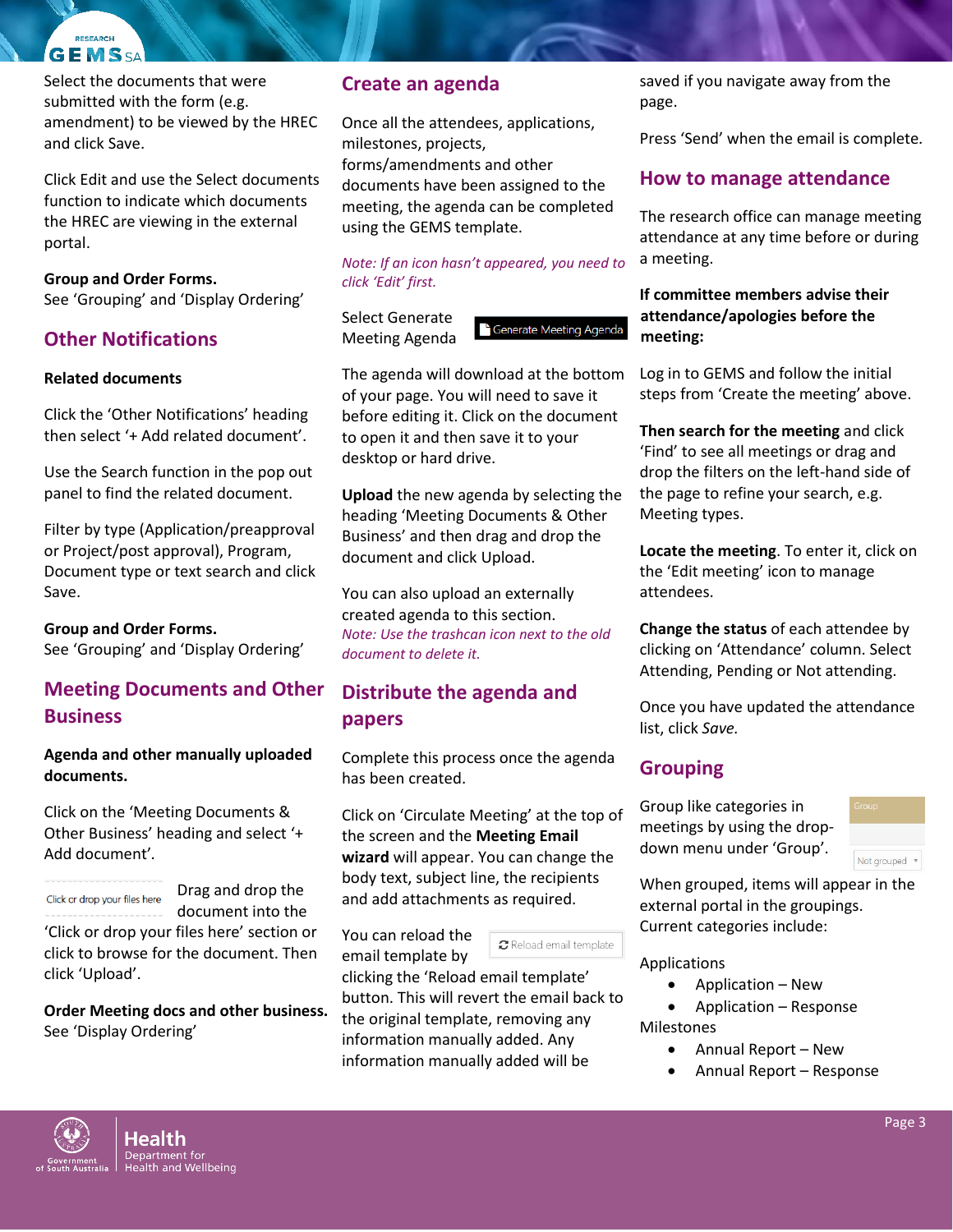Select the documents that were submitted with the form (e.g. amendment) to be viewed by the HREC and click Save.

Click Edit and use the Select documents function to indicate which documents the HREC are viewing in the external portal.

**Group and Order Forms.**
See 'Grouping' and 'Display Ordering'

## Other Notifications

**Related documents**

Click the 'Other Notifications' heading then select '+ Add related document'.

Use the Search function in the pop out panel to find the related document.

Filter by type (Application/preapproval or Project/post approval), Program, Document type or text search and click Save.

**Group and Order Forms.**
See 'Grouping' and 'Display Ordering'

## Meeting Documents and Other Business

**Agenda and other manually uploaded documents.**

Click on the 'Meeting Documents & Other Business' heading and select '+ Add document'.

Click or drop your files here

Drag and drop the document into the 'Click or drop your files here' section or click to browse for the document. Then click 'Upload'.

**Order Meeting docs and other business.**
See 'Display Ordering'

## Create an agenda

Once all the attendees, applications, milestones, projects, forms/amendments and other documents have been assigned to the meeting, the agenda can be completed using the GEMS template.

*Note: If an icon hasn't appeared, you need to click 'Edit' first.*

Select Generate Meeting Agenda

Generate Meeting Agenda

The agenda will download at the bottom of your page. You will need to save it before editing it. Click on the document to open it and then save it to your desktop or hard drive.

**Upload** the new agenda by selecting the heading 'Meeting Documents & Other Business' and then drag and drop the document and click Upload.

You can also upload an externally created agenda to this section.
*Note: Use the trashcan icon next to the old document to delete it.*

## Distribute the agenda and papers

Complete this process once the agenda has been created.

Click on 'Circulate Meeting' at the top of the screen and the **Meeting Email wizard** will appear. You can change the body text, subject line, the recipients and add attachments as required.

You can reload the email template by clicking the 'Reload email template' button. This will revert the email back to the original template, removing any information manually added. Any information manually added will be saved if you navigate away from the page.

Reload email template

Press 'Send' when the email is complete.

## How to manage attendance

The research office can manage meeting attendance at any time before or during a meeting.

**If committee members advise their attendance/apologies before the meeting:**

Log in to GEMS and follow the initial steps from 'Create the meeting' above.

**Then search for the meeting** and click 'Find' to see all meetings or drag and drop the filters on the left-hand side of the page to refine your search, e.g. Meeting types.

**Locate the meeting**. To enter it, click on the 'Edit meeting' icon to manage attendees.

**Change the status** of each attendee by clicking on 'Attendance' column. Select Attending, Pending or Not attending.

Once you have updated the attendance list, click *Save.*

## Grouping

Group like categories in meetings by using the drop-down menu under 'Group'.

Group
Not grouped

When grouped, items will appear in the external portal in the groupings. Current categories include:

Applications
- Application – New
- Application – Response

Milestones
- Annual Report – New
- Annual Report – Response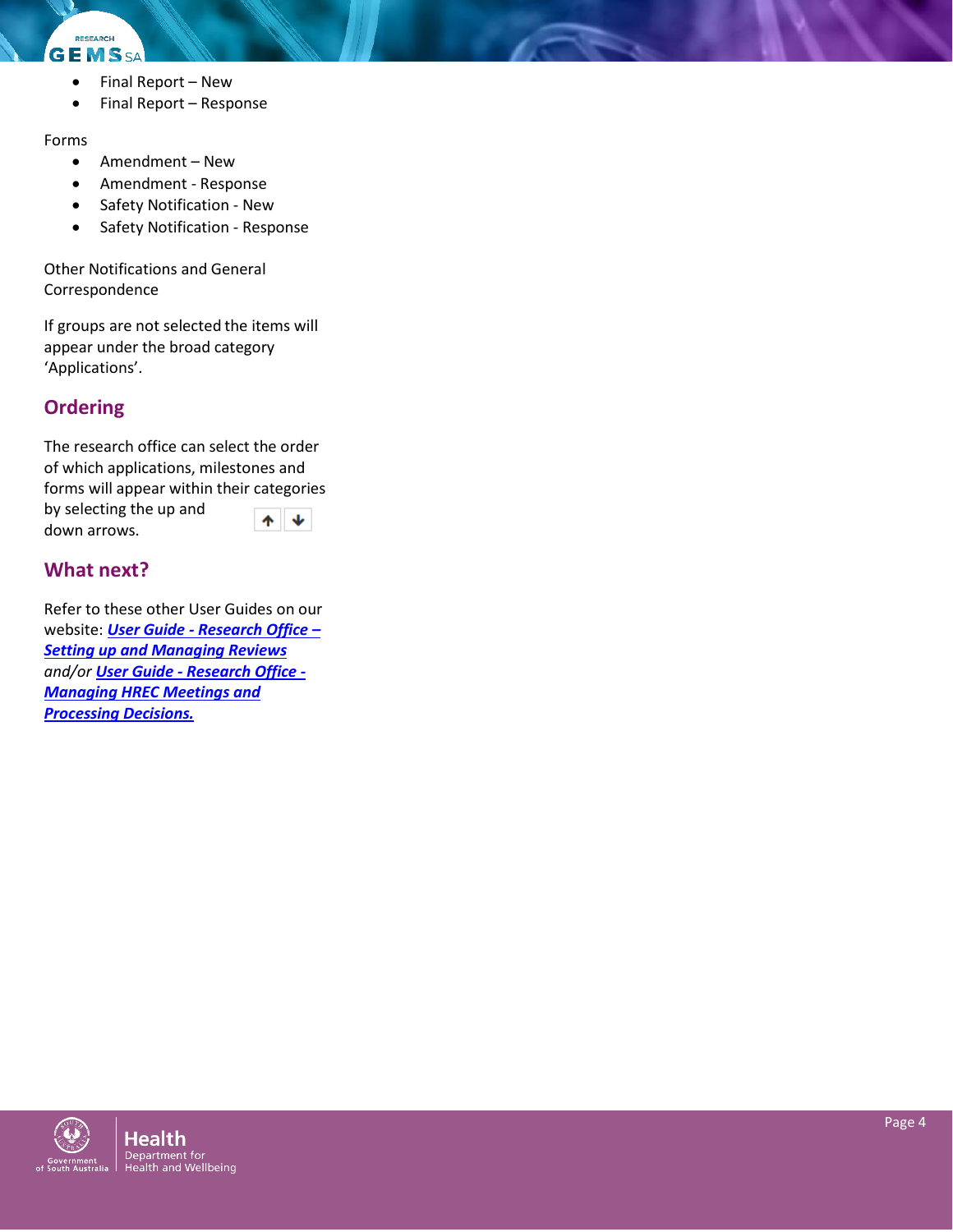- Final Report – New
- Final Report – Response

Forms

- Amendment – New
- Amendment - Response
- Safety Notification - New
- Safety Notification - Response

Other Notifications and General Correspondence

If groups are not selected the items will appear under the broad category 'Applications'.

## Ordering

The research office can select the order of which applications, milestones and forms will appear within their categories by selecting the up and down arrows.

## What next?

Refer to these other User Guides on our website: ***User Guide - Research Office – Setting up and Managing Reviews*** *and/or* ***User Guide - Research Office - Managing HREC Meetings and Processing Decisions.***